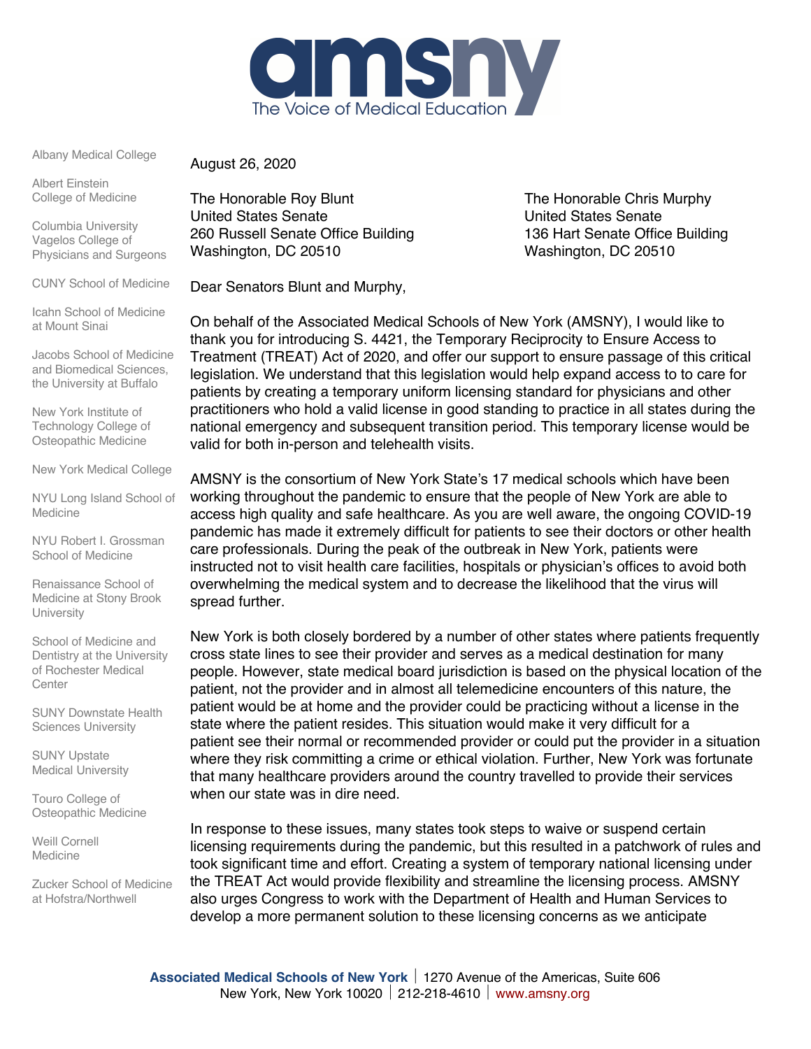# amsny

The Voice of Medical Education

Albany Medical College

Albert Einstein College of Medicine

Columbia University Vagelos College of Physicians and Surgeons

CUNY School of Medicine

Icahn School of Medicine at Mount Sinai

Jacobs School of Medicine and Biomedical Sciences, the University at Buffalo

New York Institute of Technology College of Osteopathic Medicine

New York Medical College

NYU Long Island School of Medicine

NYU Robert I. Grossman School of Medicine

Renaissance School of Medicine at Stony Brook University

School of Medicine and Dentistry at the University of Rochester Medical Center

SUNY Downstate Health Sciences University

SUNY Upstate Medical University

Touro College of Osteopathic Medicine

Weill Cornell Medicine

Zucker School of Medicine at Hofstra/Northwell

August 26, 2020

The Honorable Roy Blunt
United States Senate
260 Russell Senate Office Building
Washington, DC 20510

The Honorable Chris Murphy
United States Senate
136 Hart Senate Office Building
Washington, DC 20510

Dear Senators Blunt and Murphy,

On behalf of the Associated Medical Schools of New York (AMSNY), I would like to thank you for introducing S. 4421, the Temporary Reciprocity to Ensure Access to Treatment (TREAT) Act of 2020, and offer our support to ensure passage of this critical legislation. We understand that this legislation would help expand access to to care for patients by creating a temporary uniform licensing standard for physicians and other practitioners who hold a valid license in good standing to practice in all states during the national emergency and subsequent transition period. This temporary license would be valid for both in-person and telehealth visits.

AMSNY is the consortium of New York State's 17 medical schools which have been working throughout the pandemic to ensure that the people of New York are able to access high quality and safe healthcare. As you are well aware, the ongoing COVID-19 pandemic has made it extremely difficult for patients to see their doctors or other health care professionals. During the peak of the outbreak in New York, patients were instructed not to visit health care facilities, hospitals or physician's offices to avoid both overwhelming the medical system and to decrease the likelihood that the virus will spread further.

New York is both closely bordered by a number of other states where patients frequently cross state lines to see their provider and serves as a medical destination for many people. However, state medical board jurisdiction is based on the physical location of the patient, not the provider and in almost all telemedicine encounters of this nature, the patient would be at home and the provider could be practicing without a license in the state where the patient resides. This situation would make it very difficult for a patient see their normal or recommended provider or could put the provider in a situation where they risk committing a crime or ethical violation. Further, New York was fortunate that many healthcare providers around the country travelled to provide their services when our state was in dire need.

In response to these issues, many states took steps to waive or suspend certain licensing requirements during the pandemic, but this resulted in a patchwork of rules and took significant time and effort. Creating a system of temporary national licensing under the TREAT Act would provide flexibility and streamline the licensing process. AMSNY also urges Congress to work with the Department of Health and Human Services to develop a more permanent solution to these licensing concerns as we anticipate

**Associated Medical Schools of New York** | 1270 Avenue of the Americas, Suite 606
New York, New York 10020 | 212-218-4610 | www.amsny.org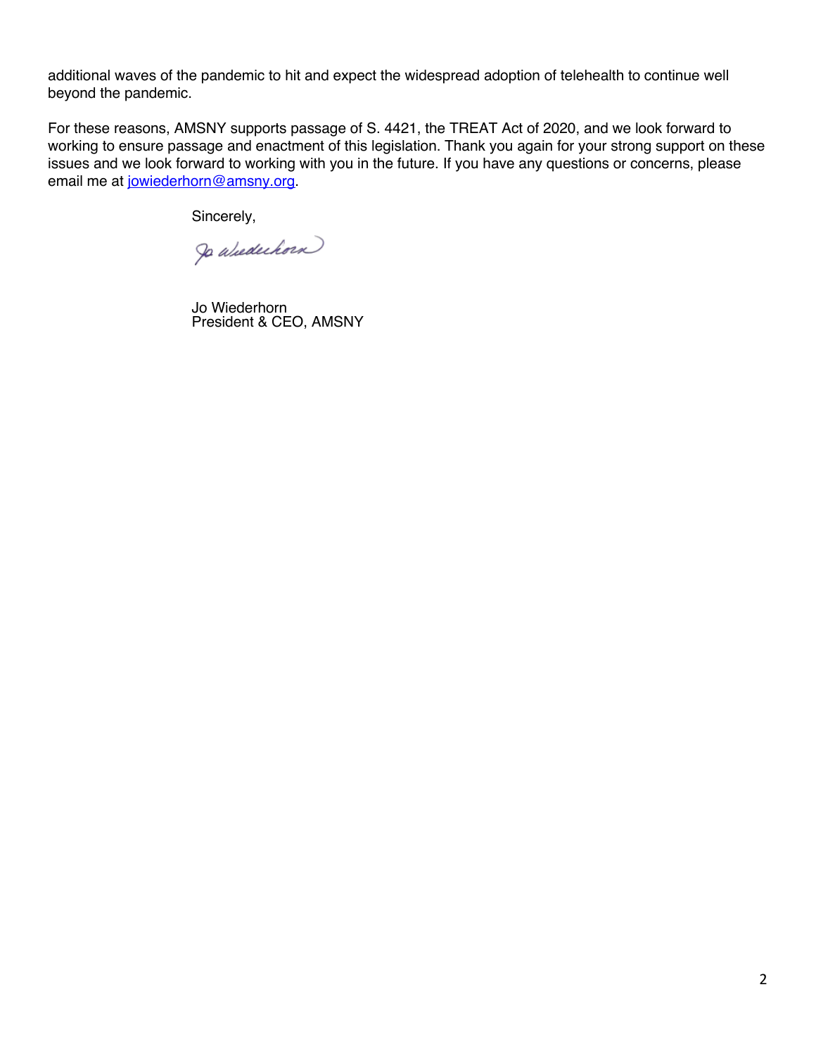additional waves of the pandemic to hit and expect the widespread adoption of telehealth to continue well beyond the pandemic.

For these reasons, AMSNY supports passage of S. 4421, the TREAT Act of 2020, and we look forward to working to ensure passage and enactment of this legislation. Thank you again for your strong support on these issues and we look forward to working with you in the future. If you have any questions or concerns, please email me at jowiederhorn@amsny.org.

Sincerely,

Jo Wiederhorn

Jo Wiederhorn
President & CEO, AMSNY